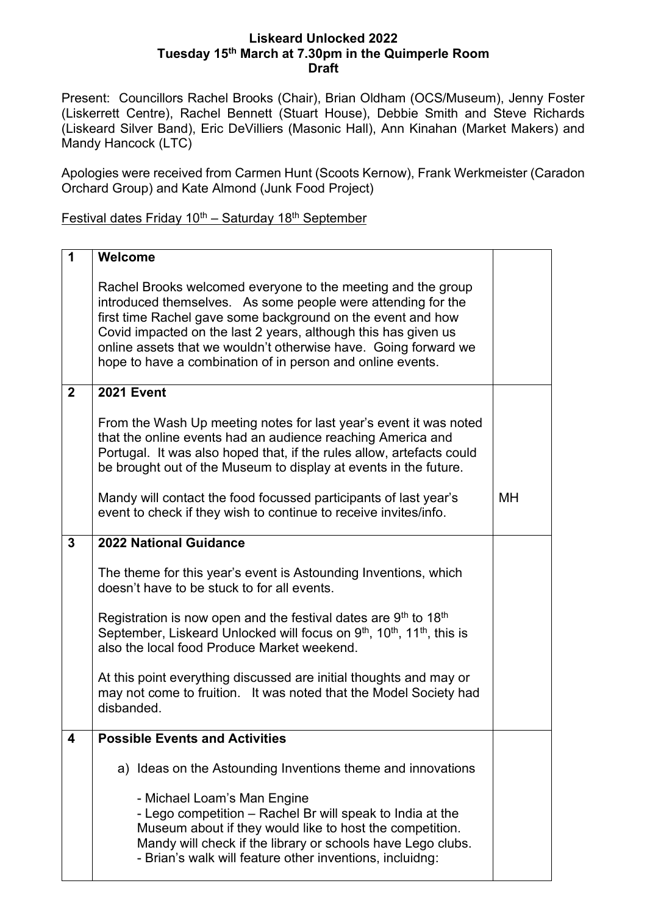**Liskeard Unlocked 2022**
**Tuesday 15th March at 7.30pm in the Quimperle Room**
**Draft**

Present: Councillors Rachel Brooks (Chair), Brian Oldham (OCS/Museum), Jenny Foster (Liskerrett Centre), Rachel Bennett (Stuart House), Debbie Smith and Steve Richards (Liskeard Silver Band), Eric DeVilliers (Masonic Hall), Ann Kinahan (Market Makers) and Mandy Hancock (LTC)

Apologies were received from Carmen Hunt (Scoots Kernow), Frank Werkmeister (Caradon Orchard Group) and Kate Almond (Junk Food Project)

Festival dates Friday 10th – Saturday 18th September

| | | |
|---|---|---|
| **1** | **Welcome**<br><br>Rachel Brooks welcomed everyone to the meeting and the group introduced themselves. As some people were attending for the first time Rachel gave some background on the event and how Covid impacted on the last 2 years, although this has given us online assets that we wouldn't otherwise have. Going forward we hope to have a combination of in person and online events. | |
| **2** | **2021 Event**<br><br>From the Wash Up meeting notes for last year's event it was noted that the online events had an audience reaching America and Portugal. It was also hoped that, if the rules allow, artefacts could be brought out of the Museum to display at events in the future.<br><br>Mandy will contact the food focussed participants of last year's event to check if they wish to continue to receive invites/info. | MH |
| **3** | **2022 National Guidance**<br><br>The theme for this year's event is Astounding Inventions, which doesn't have to be stuck to for all events.<br><br>Registration is now open and the festival dates are 9th to 18th September, Liskeard Unlocked will focus on 9th, 10th, 11th, this is also the local food Produce Market weekend.<br><br>At this point everything discussed are initial thoughts and may or may not come to fruition. It was noted that the Model Society had disbanded. | |
| **4** | **Possible Events and Activities**<br><br>a) Ideas on the Astounding Inventions theme and innovations<br><br>- Michael Loam's Man Engine<br>- Lego competition – Rachel Br will speak to India at the Museum about if they would like to host the competition. Mandy will check if the library or schools have Lego clubs.<br>- Brian's walk will feature other inventions, incluidng: | |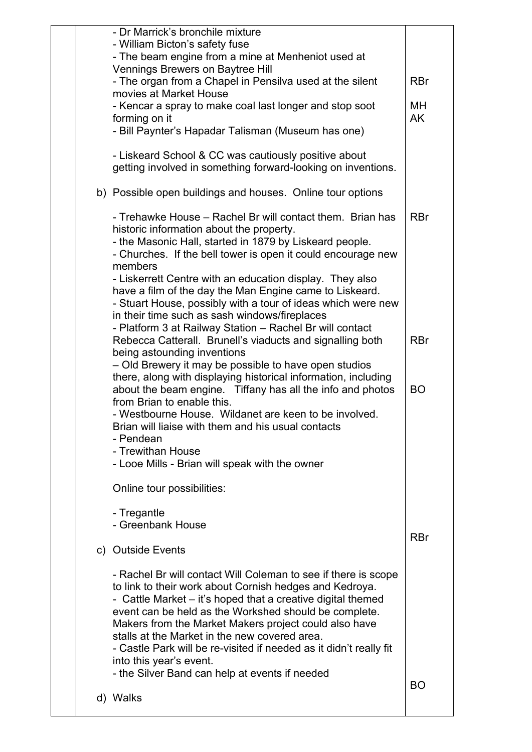| | | |
|---|---|---|
| | - Dr Marrick's bronchile mixture<br>- William Bicton's safety fuse<br>- The beam engine from a mine at Menheniot used at Vennings Brewers on Baytree Hill<br>- The organ from a Chapel in Pensilva used at the silent movies at Market House<br>- Kencar a spray to make coal last longer and stop soot forming on it<br>- Bill Paynter's Hapadar Talisman (Museum has one)<br><br>- Liskeard School & CC was cautiously positive about getting involved in something forward-looking on inventions. | RBr<br><br>MH<br>AK |
| | b) Possible open buildings and houses. Online tour options<br><br>- Trehawke House – Rachel Br will contact them. Brian has historic information about the property.<br>- the Masonic Hall, started in 1879 by Liskeard people.<br>- Churches. If the bell tower is open it could encourage new members<br>- Liskerrett Centre with an education display. They also have a film of the day the Man Engine came to Liskeard.<br>- Stuart House, possibly with a tour of ideas which were new in their time such as sash windows/fireplaces<br>- Platform 3 at Railway Station – Rachel Br will contact Rebecca Catterall. Brunell's viaducts and signalling both being astounding inventions<br>– Old Brewery it may be possible to have open studios there, along with displaying historical information, including about the beam engine. Tiffany has all the info and photos from Brian to enable this.<br>- Westbourne House. Wildanet are keen to be involved. Brian will liaise with them and his usual contacts<br>- Pendean<br>- Trewithan House<br>- Looe Mills - Brian will speak with the owner<br><br>Online tour possibilities:<br><br>- Tregantle<br>- Greenbank House | RBr<br><br>RBr<br><br>BO |
| | c) Outside Events<br><br>- Rachel Br will contact Will Coleman to see if there is scope to link to their work about Cornish hedges and Kedroya.<br>- Cattle Market – it's hoped that a creative digital themed event can be held as the Workshed should be complete. Makers from the Market Makers project could also have stalls at the Market in the new covered area.<br>- Castle Park will be re-visited if needed as it didn't really fit into this year's event.<br>- the Silver Band can help at events if needed | RBr |
| | d) Walks | BO |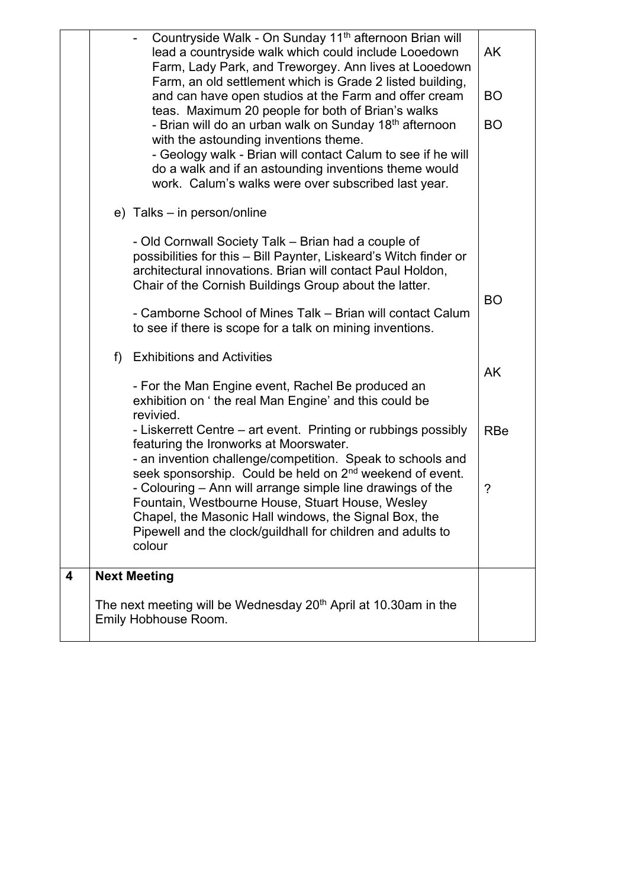| | | |
|---|---|---|
| | - Countryside Walk - On Sunday 11th afternoon Brian will lead a countryside walk which could include Looedown Farm, Lady Park, and Treworgey. Ann lives at Looedown Farm, an old settlement which is Grade 2 listed building, and can have open studios at the Farm and offer cream teas. Maximum 20 people for both of Brian's walks<br>- Brian will do an urban walk on Sunday 18th afternoon with the astounding inventions theme.<br>- Geology walk - Brian will contact Calum to see if he will do a walk and if an astounding inventions theme would work. Calum's walks were over subscribed last year. | AK<br><br>BO<br><br>BO |
| | e) Talks – in person/online<br><br>- Old Cornwall Society Talk – Brian had a couple of possibilities for this – Bill Paynter, Liskeard's Witch finder or architectural innovations. Brian will contact Paul Holdon, Chair of the Cornish Buildings Group about the latter.<br><br>- Camborne School of Mines Talk – Brian will contact Calum to see if there is scope for a talk on mining inventions. | <br><br><br><br><br>BO |
| | f) Exhibitions and Activities<br><br>- For the Man Engine event, Rachel Be produced an exhibition on ' the real Man Engine' and this could be revivied.<br>- Liskerrett Centre – art event. Printing or rubbings possibly featuring the Ironworks at Moorswater.<br>- an invention challenge/competition. Speak to schools and seek sponsorship. Could be held on 2nd weekend of event.<br>- Colouring – Ann will arrange simple line drawings of the Fountain, Westbourne House, Stuart House, Wesley Chapel, the Masonic Hall windows, the Signal Box, the Pipewell and the clock/guildhall for children and adults to colour | <br>AK<br><br><br>RBe<br><br><br>? |
| **4** | **Next Meeting**<br><br>The next meeting will be Wednesday 20th April at 10.30am in the Emily Hobhouse Room. | |